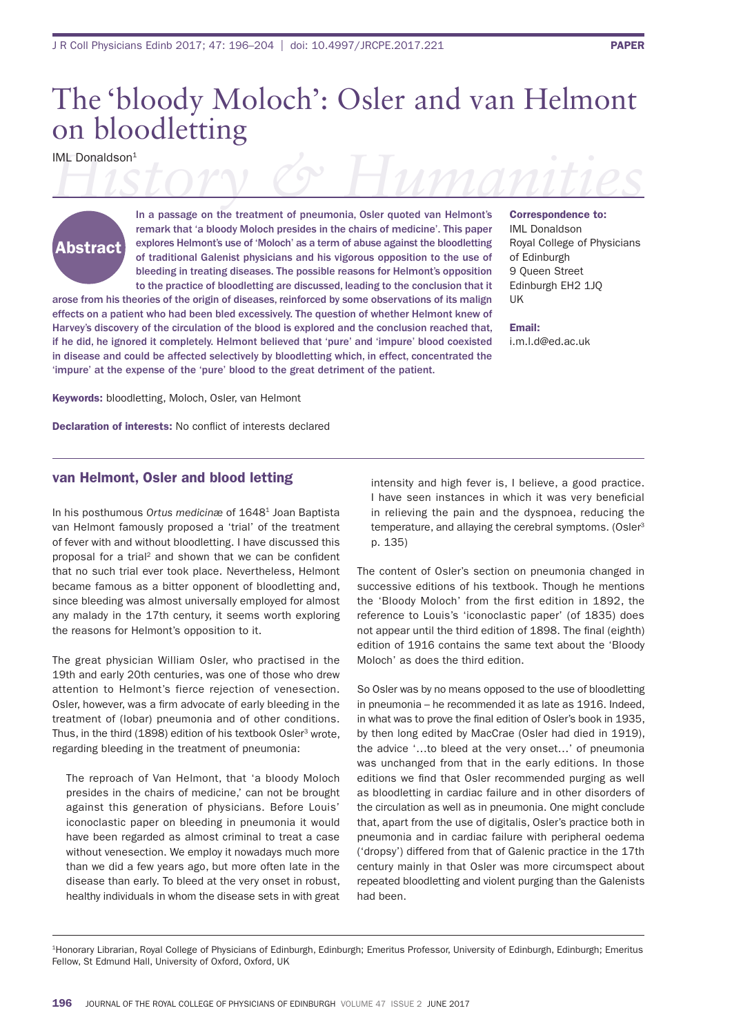# The 'bloody Moloch': Osler and van Helmont on bloodletting

IML Donaldson[1]

*History & Humanities*

## Abstract

In a passage on the treatment of pneumonia, Osler quoted van Helmont's remark that 'a bloody Moloch presides in the chairs of medicine'. This paper explores Helmont's use of 'Moloch' as a term of abuse against the bloodletting of traditional Galenist physicians and his vigorous opposition to the use of bleeding in treating diseases. The possible reasons for Helmont's opposition to the practice of bloodletting are discussed, leading to the conclusion that it arose from his theories of the origin of diseases, reinforced by some observations of its malign effects on a patient who had been bled excessively. The question of whether Helmont knew of Harvey's discovery of the circulation of the blood is explored and the conclusion reached that, if he did, he ignored it completely. Helmont believed that 'pure' and 'impure' blood coexisted in disease and could be affected selectively by bloodletting which, in effect, concentrated the 'impure' at the expense of the 'pure' blood to the great detriment of the patient.

**Correspondence to:**
IML Donaldson
Royal College of Physicians of Edinburgh
9 Queen Street
Edinburgh EH2 1JQ
UK

**Email:**
i.m.l.d@ed.ac.uk

**Keywords:** bloodletting, Moloch, Osler, van Helmont

**Declaration of interests:** No conflict of interests declared

## van Helmont, Osler and blood letting

In his posthumous *Ortus medicinæ* of 1648[1] Joan Baptista van Helmont famously proposed a 'trial' of the treatment of fever with and without bloodletting. I have discussed this proposal for a trial[2] and shown that we can be confident that no such trial ever took place. Nevertheless, Helmont became famous as a bitter opponent of bloodletting and, since bleeding was almost universally employed for almost any malady in the 17th century, it seems worth exploring the reasons for Helmont's opposition to it.

The great physician William Osler, who practised in the 19th and early 20th centuries, was one of those who drew attention to Helmont's fierce rejection of venesection. Osler, however, was a firm advocate of early bleeding in the treatment of (lobar) pneumonia and of other conditions. Thus, in the third (1898) edition of his textbook Osler[3] wrote, regarding bleeding in the treatment of pneumonia:

> The reproach of Van Helmont, that 'a bloody Moloch presides in the chairs of medicine,' can not be brought against this generation of physicians. Before Louis' iconoclastic paper on bleeding in pneumonia it would have been regarded as almost criminal to treat a case without venesection. We employ it nowadays much more than we did a few years ago, but more often late in the disease than early. To bleed at the very onset in robust, healthy individuals in whom the disease sets in with great intensity and high fever is, I believe, a good practice. I have seen instances in which it was very beneficial in relieving the pain and the dyspnoea, reducing the temperature, and allaying the cerebral symptoms. (Osler[3] p. 135)

The content of Osler's section on pneumonia changed in successive editions of his textbook. Though he mentions the 'Bloody Moloch' from the first edition in 1892, the reference to Louis's 'iconoclastic paper' (of 1835) does not appear until the third edition of 1898. The final (eighth) edition of 1916 contains the same text about the 'Bloody Moloch' as does the third edition.

So Osler was by no means opposed to the use of bloodletting in pneumonia – he recommended it as late as 1916. Indeed, in what was to prove the final edition of Osler's book in 1935, by then long edited by MacCrae (Osler had died in 1919), the advice '…to bleed at the very onset…' of pneumonia was unchanged from that in the early editions. In those editions we find that Osler recommended purging as well as bloodletting in cardiac failure and in other disorders of the circulation as well as in pneumonia. One might conclude that, apart from the use of digitalis, Osler's practice both in pneumonia and in cardiac failure with peripheral oedema ('dropsy') differed from that of Galenic practice in the 17th century mainly in that Osler was more circumspect about repeated bloodletting and violent purging than the Galenists had been.

[1]Honorary Librarian, Royal College of Physicians of Edinburgh, Edinburgh; Emeritus Professor, University of Edinburgh, Edinburgh; Emeritus Fellow, St Edmund Hall, University of Oxford, Oxford, UK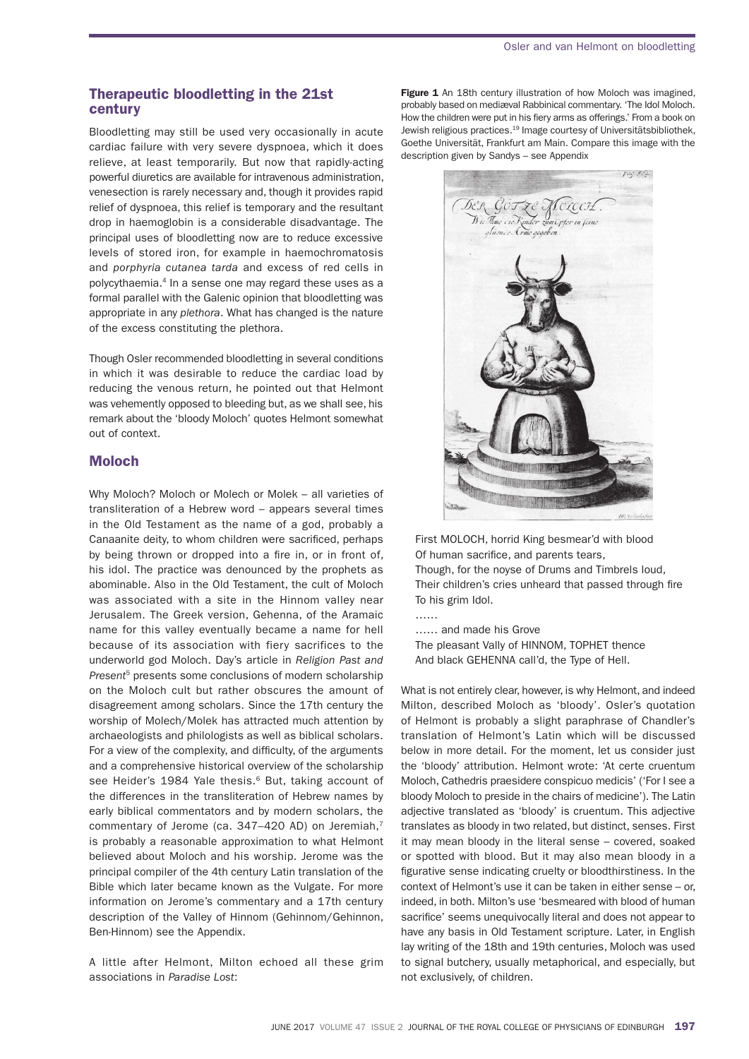## Therapeutic bloodletting in the 21st century

Bloodletting may still be used very occasionally in acute cardiac failure with very severe dyspnoea, which it does relieve, at least temporarily. But now that rapidly-acting powerful diuretics are available for intravenous administration, venesection is rarely necessary and, though it provides rapid relief of dyspnoea, this relief is temporary and the resultant drop in haemoglobin is a considerable disadvantage. The principal uses of bloodletting now are to reduce excessive levels of stored iron, for example in haemochromatosis and *porphyria cutanea tarda* and excess of red cells in polycythaemia.[4] In a sense one may regard these uses as a formal parallel with the Galenic opinion that bloodletting was appropriate in any *plethora*. What has changed is the nature of the excess constituting the plethora.

Though Osler recommended bloodletting in several conditions in which it was desirable to reduce the cardiac load by reducing the venous return, he pointed out that Helmont was vehemently opposed to bleeding but, as we shall see, his remark about the 'bloody Moloch' quotes Helmont somewhat out of context.

## Moloch

Why Moloch? Moloch or Molech or Molek – all varieties of transliteration of a Hebrew word – appears several times in the Old Testament as the name of a god, probably a Canaanite deity, to whom children were sacrificed, perhaps by being thrown or dropped into a fire in, or in front of, his idol. The practice was denounced by the prophets as abominable. Also in the Old Testament, the cult of Moloch was associated with a site in the Hinnom valley near Jerusalem. The Greek version, Gehenna, of the Aramaic name for this valley eventually became a name for hell because of its association with fiery sacrifices to the underworld god Moloch. Day's article in *Religion Past and Present*[5] presents some conclusions of modern scholarship on the Moloch cult but rather obscures the amount of disagreement among scholars. Since the 17th century the worship of Molech/Molek has attracted much attention by archaeologists and philologists as well as biblical scholars. For a view of the complexity, and difficulty, of the arguments and a comprehensive historical overview of the scholarship see Heider's 1984 Yale thesis.[6] But, taking account of the differences in the transliteration of Hebrew names by early biblical commentators and by modern scholars, the commentary of Jerome (ca. 347–420 AD) on Jeremiah,[7] is probably a reasonable approximation to what Helmont believed about Moloch and his worship. Jerome was the principal compiler of the 4th century Latin translation of the Bible which later became known as the Vulgate. For more information on Jerome's commentary and a 17th century description of the Valley of Hinnom (Gehinnom/Gehinnon, Ben-Hinnom) see the Appendix.

A little after Helmont, Milton echoed all these grim associations in *Paradise Lost*:

**Figure 1** An 18th century illustration of how Moloch was imagined, probably based on mediæval Rabbinical commentary. 'The Idol Moloch. How the children were put in his fiery arms as offerings.' From a book on Jewish religious practices.[19] Image courtesy of Universitätsbibliothek, Goethe Universität, Frankfurt am Main. Compare this image with the description given by Sandys – see Appendix

> First MOLOCH, horrid King besmear'd with blood
> Of human sacrifice, and parents tears,
> Though, for the noyse of Drums and Timbrels loud,
> Their children's cries unheard that passed through fire
> To his grim Idol.
> ……
> …… and made his Grove
> The pleasant Vally of HINNOM, TOPHET thence
> And black GEHENNA call'd, the Type of Hell.

What is not entirely clear, however, is why Helmont, and indeed Milton, described Moloch as 'bloody'. Osler's quotation of Helmont is probably a slight paraphrase of Chandler's translation of Helmont's Latin which will be discussed below in more detail. For the moment, let us consider just the 'bloody' attribution. Helmont wrote: 'At certe cruentum Moloch, Cathedris praesidere conspicuo medicis' ('For I see a bloody Moloch to preside in the chairs of medicine'). The Latin adjective translated as 'bloody' is cruentum. This adjective translates as bloody in two related, but distinct, senses. First it may mean bloody in the literal sense – covered, soaked or spotted with blood. But it may also mean bloody in a figurative sense indicating cruelty or bloodthirstiness. In the context of Helmont's use it can be taken in either sense – or, indeed, in both. Milton's use 'besmeared with blood of human sacrifice' seems unequivocally literal and does not appear to have any basis in Old Testament scripture. Later, in English lay writing of the 18th and 19th centuries, Moloch was used to signal butchery, usually metaphorical, and especially, but not exclusively, of children.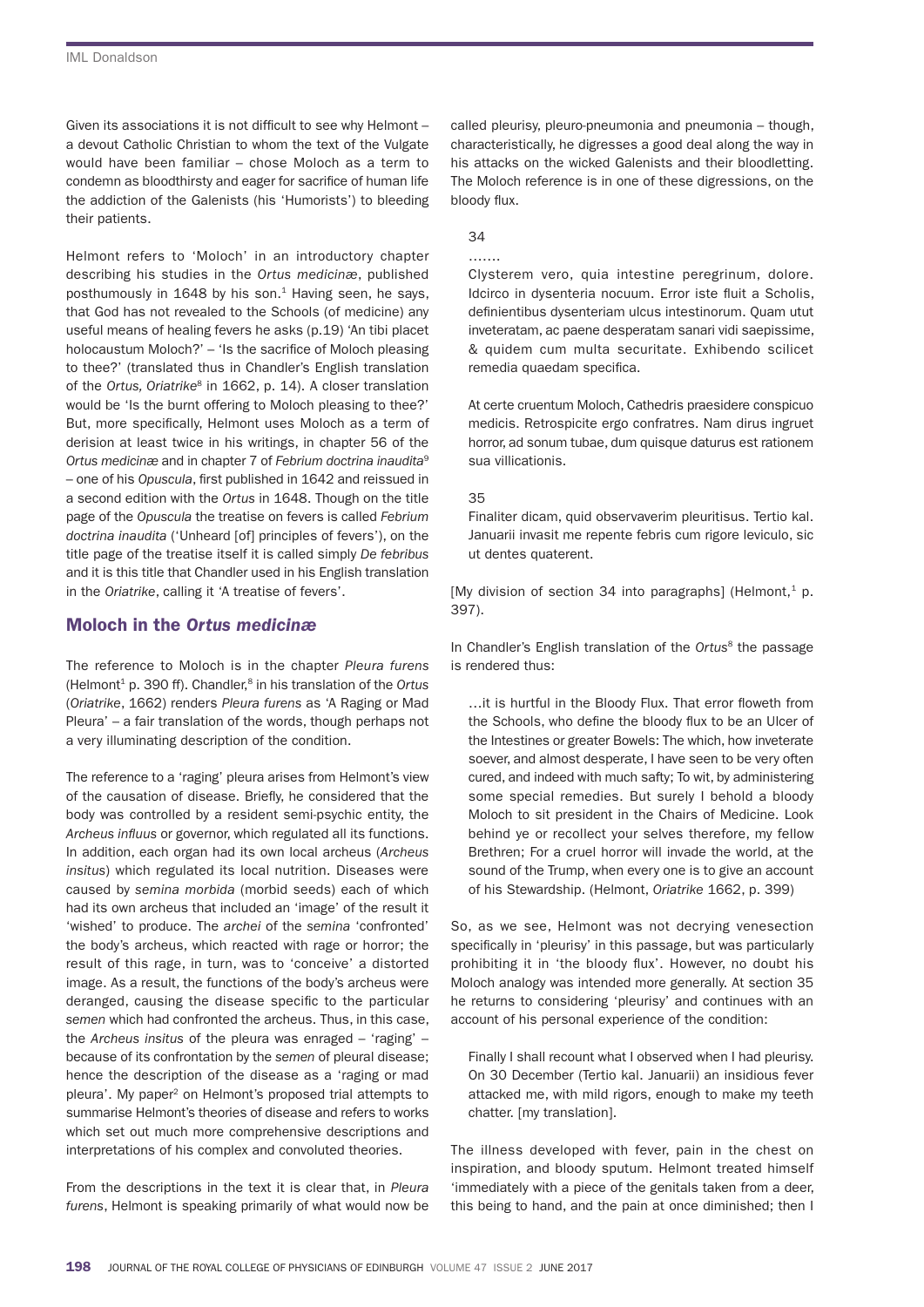Given its associations it is not difficult to see why Helmont – a devout Catholic Christian to whom the text of the Vulgate would have been familiar – chose Moloch as a term to condemn as bloodthirsty and eager for sacrifice of human life the addiction of the Galenists (his 'Humorists') to bleeding their patients.

Helmont refers to 'Moloch' in an introductory chapter describing his studies in the *Ortus medicinæ*, published posthumously in 1648 by his son.[1] Having seen, he says, that God has not revealed to the Schools (of medicine) any useful means of healing fevers he asks (p.19) 'An tibi placet holocaustum Moloch?' – 'Is the sacrifice of Moloch pleasing to thee?' (translated thus in Chandler's English translation of the *Ortus, Oriatrike*[8] in 1662, p. 14). A closer translation would be 'Is the burnt offering to Moloch pleasing to thee?' But, more specifically, Helmont uses Moloch as a term of derision at least twice in his writings, in chapter 56 of the *Ortus medicinæ* and in chapter 7 of *Febrium doctrina inaudita*[9] – one of his *Opuscula*, first published in 1642 and reissued in a second edition with the *Ortus* in 1648. Though on the title page of the *Opuscula* the treatise on fevers is called *Febrium doctrina inaudita* ('Unheard [of] principles of fevers'), on the title page of the treatise itself it is called simply *De febribus* and it is this title that Chandler used in his English translation in the *Oriatrike*, calling it 'A treatise of fevers'.

## Moloch in the *Ortus medicinæ*

The reference to Moloch is in the chapter *Pleura furens* (Helmont[1] p. 390 ff). Chandler,[8] in his translation of the *Ortus* (*Oriatrike*, 1662) renders *Pleura furens* as 'A Raging or Mad Pleura' – a fair translation of the words, though perhaps not a very illuminating description of the condition.

The reference to a 'raging' pleura arises from Helmont's view of the causation of disease. Briefly, he considered that the body was controlled by a resident semi-psychic entity, the *Archeus influus* or governor, which regulated all its functions. In addition, each organ had its own local archeus (*Archeus insitus*) which regulated its local nutrition. Diseases were caused by *semina morbida* (morbid seeds) each of which had its own archeus that included an 'image' of the result it 'wished' to produce. The *archei* of the *semina* 'confronted' the body's archeus, which reacted with rage or horror; the result of this rage, in turn, was to 'conceive' a distorted image. As a result, the functions of the body's archeus were deranged, causing the disease specific to the particular *semen* which had confronted the archeus. Thus, in this case, the *Archeus insitus* of the pleura was enraged – 'raging' – because of its confrontation by the *semen* of pleural disease; hence the description of the disease as a 'raging or mad pleura'. My paper[2] on Helmont's proposed trial attempts to summarise Helmont's theories of disease and refers to works which set out much more comprehensive descriptions and interpretations of his complex and convoluted theories.

From the descriptions in the text it is clear that, in *Pleura furens*, Helmont is speaking primarily of what would now be called pleurisy, pleuro-pneumonia and pneumonia – though, characteristically, he digresses a good deal along the way in his attacks on the wicked Galenists and their bloodletting. The Moloch reference is in one of these digressions, on the bloody flux.

> 34
>
> .......
>
> Clysterem vero, quia intestine peregrinum, dolore. Idcirco in dysenteria nocuum. Error iste fluit a Scholis, definientibus dysenteriam ulcus intestinorum. Quam utut inveteratam, ac paene desperatam sanari vidi saepissime, & quidem cum multa securitate. Exhibendo scilicet remedia quaedam specifica.
>
> At certe cruentum Moloch, Cathedris praesidere conspicuo medicis. Retrospicite ergo confratres. Nam dirus ingruet horror, ad sonum tubae, dum quisque daturus est rationem sua villicationis.
>
> 35
>
> Finaliter dicam, quid observaverim pleuritisus. Tertio kal. Januarii invasit me repente febris cum rigore leviculo, sic ut dentes quaterent.

[My division of section 34 into paragraphs] (Helmont,[1] p. 397).

In Chandler's English translation of the *Ortus*[8] the passage is rendered thus:

> …it is hurtful in the Bloody Flux. That error floweth from the Schools, who define the bloody flux to be an Ulcer of the Intestines or greater Bowels: The which, how inveterate soever, and almost desperate, I have seen to be very often cured, and indeed with much safty; To wit, by administering some special remedies. But surely I behold a bloody Moloch to sit president in the Chairs of Medicine. Look behind ye or recollect your selves therefore, my fellow Brethren; For a cruel horror will invade the world, at the sound of the Trump, when every one is to give an account of his Stewardship. (Helmont, *Oriatrike* 1662, p. 399)

So, as we see, Helmont was not decrying venesection specifically in 'pleurisy' in this passage, but was particularly prohibiting it in 'the bloody flux'. However, no doubt his Moloch analogy was intended more generally. At section 35 he returns to considering 'pleurisy' and continues with an account of his personal experience of the condition:

> Finally I shall recount what I observed when I had pleurisy. On 30 December (Tertio kal. Januarii) an insidious fever attacked me, with mild rigors, enough to make my teeth chatter. [my translation].

The illness developed with fever, pain in the chest on inspiration, and bloody sputum. Helmont treated himself 'immediately with a piece of the genitals taken from a deer, this being to hand, and the pain at once diminished; then I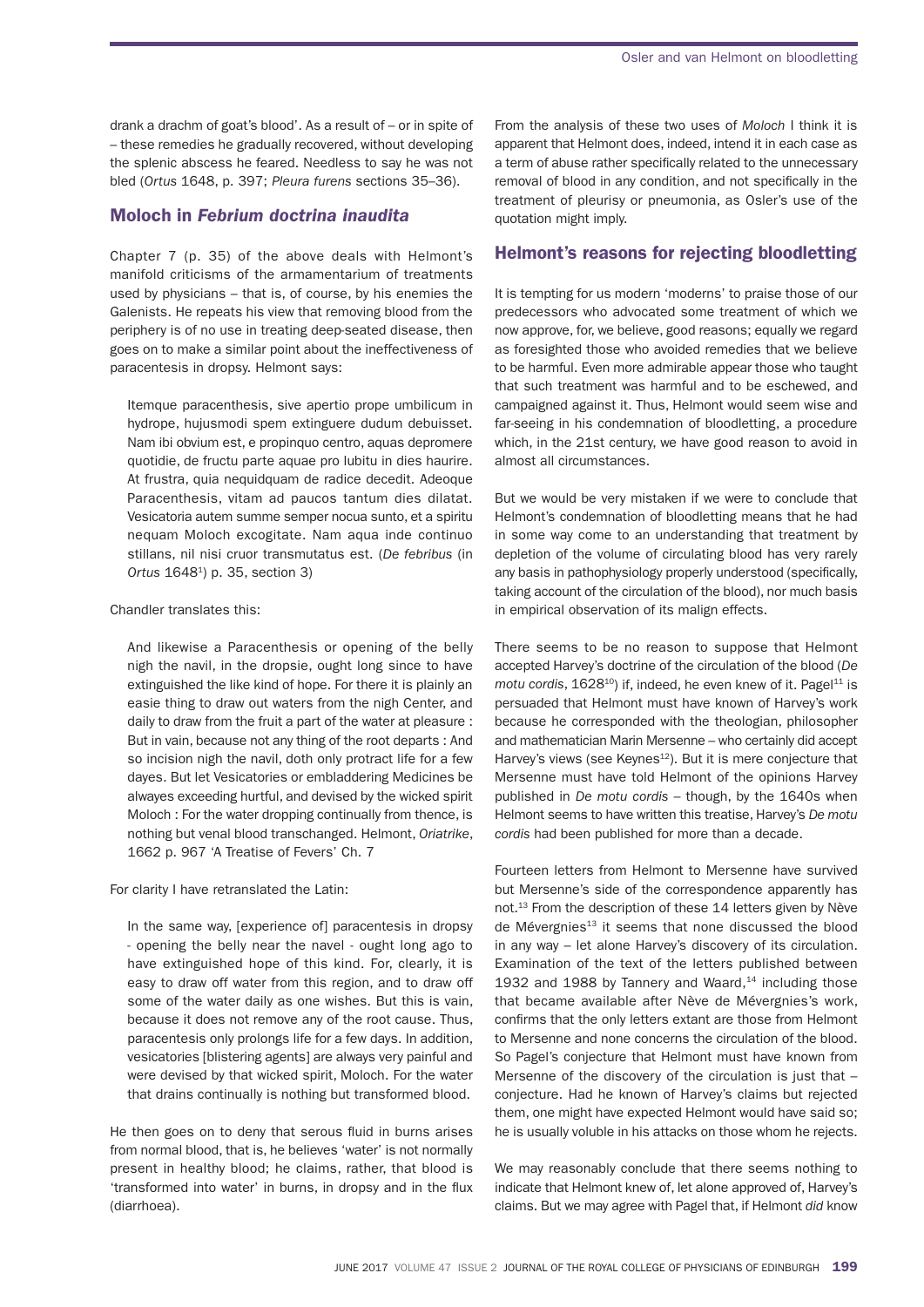drank a drachm of goat's blood'. As a result of – or in spite of – these remedies he gradually recovered, without developing the splenic abscess he feared. Needless to say he was not bled (*Ortus* 1648, p. 397; *Pleura furens* sections 35–36).

## Moloch in *Febrium doctrina inaudita*

Chapter 7 (p. 35) of the above deals with Helmont's manifold criticisms of the armamentarium of treatments used by physicians – that is, of course, by his enemies the Galenists. He repeats his view that removing blood from the periphery is of no use in treating deep-seated disease, then goes on to make a similar point about the ineffectiveness of paracentesis in dropsy. Helmont says:

> Itemque paracenthesis, sive apertio prope umbilicum in hydrope, hujusmodi spem extinguere dudum debuisset. Nam ibi obvium est, e propinquo centro, aquas depromere quotidie, de fructu parte aquae pro lubitu in dies haurire. At frustra, quia nequidquam de radice decedit. Adeoque Paracenthesis, vitam ad paucos tantum dies dilatat. Vesicatoria autem summe semper nocua sunto, et a spiritu nequam Moloch excogitate. Nam aqua inde continuo stillans, nil nisi cruor transmutatus est. (*De febribus* (in *Ortus* 1648[1]) p. 35, section 3)

Chandler translates this:

> And likewise a Paracenthesis or opening of the belly nigh the navil, in the dropsie, ought long since to have extinguished the like kind of hope. For there it is plainly an easie thing to draw out waters from the nigh Center, and daily to draw from the fruit a part of the water at pleasure : But in vain, because not any thing of the root departs : And so incision nigh the navil, doth only protract life for a few dayes. But let Vesicatories or embladdering Medicines be alwayes exceeding hurtful, and devised by the wicked spirit Moloch : For the water dropping continually from thence, is nothing but venal blood transchanged. Helmont, *Oriatrike*, 1662 p. 967 'A Treatise of Fevers' Ch. 7

For clarity I have retranslated the Latin:

> In the same way, [experience of] paracentesis in dropsy - opening the belly near the navel - ought long ago to have extinguished hope of this kind. For, clearly, it is easy to draw off water from this region, and to draw off some of the water daily as one wishes. But this is vain, because it does not remove any of the root cause. Thus, paracentesis only prolongs life for a few days. In addition, vesicatories [blistering agents] are always very painful and were devised by that wicked spirit, Moloch. For the water that drains continually is nothing but transformed blood.

He then goes on to deny that serous fluid in burns arises from normal blood, that is, he believes 'water' is not normally present in healthy blood; he claims, rather, that blood is 'transformed into water' in burns, in dropsy and in the flux (diarrhoea).

From the analysis of these two uses of *Moloch* I think it is apparent that Helmont does, indeed, intend it in each case as a term of abuse rather specifically related to the unnecessary removal of blood in any condition, and not specifically in the treatment of pleurisy or pneumonia, as Osler's use of the quotation might imply.

## Helmont's reasons for rejecting bloodletting

It is tempting for us modern 'moderns' to praise those of our predecessors who advocated some treatment of which we now approve, for, we believe, good reasons; equally we regard as foresighted those who avoided remedies that we believe to be harmful. Even more admirable appear those who taught that such treatment was harmful and to be eschewed, and campaigned against it. Thus, Helmont would seem wise and far-seeing in his condemnation of bloodletting, a procedure which, in the 21st century, we have good reason to avoid in almost all circumstances.

But we would be very mistaken if we were to conclude that Helmont's condemnation of bloodletting means that he had in some way come to an understanding that treatment by depletion of the volume of circulating blood has very rarely any basis in pathophysiology properly understood (specifically, taking account of the circulation of the blood), nor much basis in empirical observation of its malign effects.

There seems to be no reason to suppose that Helmont accepted Harvey's doctrine of the circulation of the blood (*De motu cordis*, 1628[10]) if, indeed, he even knew of it. Pagel[11] is persuaded that Helmont must have known of Harvey's work because he corresponded with the theologian, philosopher and mathematician Marin Mersenne – who certainly did accept Harvey's views (see Keynes[12]). But it is mere conjecture that Mersenne must have told Helmont of the opinions Harvey published in *De motu cordis* – though, by the 1640s when Helmont seems to have written this treatise, Harvey's *De motu cordis* had been published for more than a decade.

Fourteen letters from Helmont to Mersenne have survived but Mersenne's side of the correspondence apparently has not.[13] From the description of these 14 letters given by Nève de Mévergnies[13] it seems that none discussed the blood in any way – let alone Harvey's discovery of its circulation. Examination of the text of the letters published between 1932 and 1988 by Tannery and Waard,[14] including those that became available after Nève de Mévergnies's work, confirms that the only letters extant are those from Helmont to Mersenne and none concerns the circulation of the blood. So Pagel's conjecture that Helmont must have known from Mersenne of the discovery of the circulation is just that – conjecture. Had he known of Harvey's claims but rejected them, one might have expected Helmont would have said so; he is usually voluble in his attacks on those whom he rejects.

We may reasonably conclude that there seems nothing to indicate that Helmont knew of, let alone approved of, Harvey's claims. But we may agree with Pagel that, if Helmont *did* know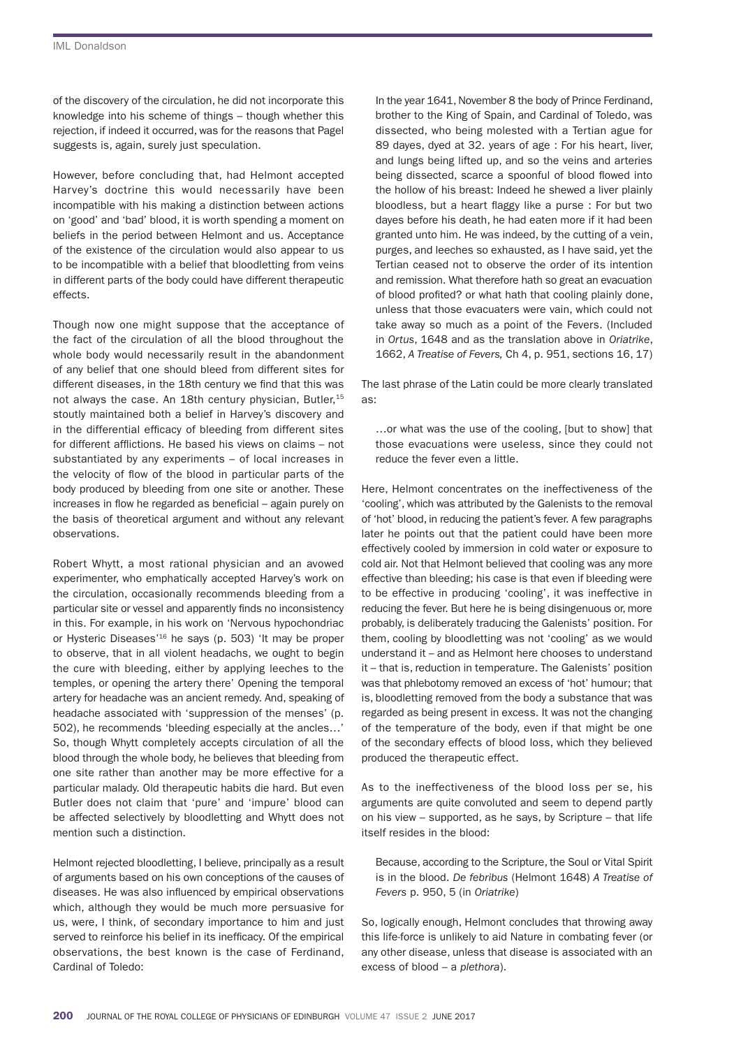of the discovery of the circulation, he did not incorporate this knowledge into his scheme of things – though whether this rejection, if indeed it occurred, was for the reasons that Pagel suggests is, again, surely just speculation.

However, before concluding that, had Helmont accepted Harvey's doctrine this would necessarily have been incompatible with his making a distinction between actions on 'good' and 'bad' blood, it is worth spending a moment on beliefs in the period between Helmont and us. Acceptance of the existence of the circulation would also appear to us to be incompatible with a belief that bloodletting from veins in different parts of the body could have different therapeutic effects.

Though now one might suppose that the acceptance of the fact of the circulation of all the blood throughout the whole body would necessarily result in the abandonment of any belief that one should bleed from different sites for different diseases, in the 18th century we find that this was not always the case. An 18th century physician, Butler,[15] stoutly maintained both a belief in Harvey's discovery and in the differential efficacy of bleeding from different sites for different afflictions. He based his views on claims – not substantiated by any experiments – of local increases in the velocity of flow of the blood in particular parts of the body produced by bleeding from one site or another. These increases in flow he regarded as beneficial – again purely on the basis of theoretical argument and without any relevant observations.

Robert Whytt, a most rational physician and an avowed experimenter, who emphatically accepted Harvey's work on the circulation, occasionally recommends bleeding from a particular site or vessel and apparently finds no inconsistency in this. For example, in his work on 'Nervous hypochondriac or Hysteric Diseases'[16] he says (p. 503) 'It may be proper to observe, that in all violent headachs, we ought to begin the cure with bleeding, either by applying leeches to the temples, or opening the artery there' Opening the temporal artery for headache was an ancient remedy. And, speaking of headache associated with 'suppression of the menses' (p. 502), he recommends 'bleeding especially at the ancles…' So, though Whytt completely accepts circulation of all the blood through the whole body, he believes that bleeding from one site rather than another may be more effective for a particular malady. Old therapeutic habits die hard. But even Butler does not claim that 'pure' and 'impure' blood can be affected selectively by bloodletting and Whytt does not mention such a distinction.

Helmont rejected bloodletting, I believe, principally as a result of arguments based on his own conceptions of the causes of diseases. He was also influenced by empirical observations which, although they would be much more persuasive for us, were, I think, of secondary importance to him and just served to reinforce his belief in its inefficacy. Of the empirical observations, the best known is the case of Ferdinand, Cardinal of Toledo:

> In the year 1641, November 8 the body of Prince Ferdinand, brother to the King of Spain, and Cardinal of Toledo, was dissected, who being molested with a Tertian ague for 89 dayes, dyed at 32. years of age : For his heart, liver, and lungs being lifted up, and so the veins and arteries being dissected, scarce a spoonful of blood flowed into the hollow of his breast: Indeed he shewed a liver plainly bloodless, but a heart flaggy like a purse : For but two dayes before his death, he had eaten more if it had been granted unto him. He was indeed, by the cutting of a vein, purges, and leeches so exhausted, as I have said, yet the Tertian ceased not to observe the order of its intention and remission. What therefore hath so great an evacuation of blood profited? or what hath that cooling plainly done, unless that those evacuaters were vain, which could not take away so much as a point of the Fevers. (Included in *Ortus*, 1648 and as the translation above in *Oriatrike*, 1662, *A Treatise of Fevers,* Ch 4, p. 951, sections 16, 17)

The last phrase of the Latin could be more clearly translated as:

> …or what was the use of the cooling, [but to show] that those evacuations were useless, since they could not reduce the fever even a little.

Here, Helmont concentrates on the ineffectiveness of the 'cooling', which was attributed by the Galenists to the removal of 'hot' blood, in reducing the patient's fever. A few paragraphs later he points out that the patient could have been more effectively cooled by immersion in cold water or exposure to cold air. Not that Helmont believed that cooling was any more effective than bleeding; his case is that even if bleeding were to be effective in producing 'cooling', it was ineffective in reducing the fever. But here he is being disingenuous or, more probably, is deliberately traducing the Galenists' position. For them, cooling by bloodletting was not 'cooling' as we would understand it – and as Helmont here chooses to understand it – that is, reduction in temperature. The Galenists' position was that phlebotomy removed an excess of 'hot' humour; that is, bloodletting removed from the body a substance that was regarded as being present in excess. It was not the changing of the temperature of the body, even if that might be one of the secondary effects of blood loss, which they believed produced the therapeutic effect.

As to the ineffectiveness of the blood loss per se, his arguments are quite convoluted and seem to depend partly on his view – supported, as he says, by Scripture – that life itself resides in the blood:

> Because, according to the Scripture, the Soul or Vital Spirit is in the blood. *De febribus* (Helmont 1648) *A Treatise of Fevers* p. 950, 5 (in *Oriatrike*)

So, logically enough, Helmont concludes that throwing away this life-force is unlikely to aid Nature in combating fever (or any other disease, unless that disease is associated with an excess of blood – a *plethora*).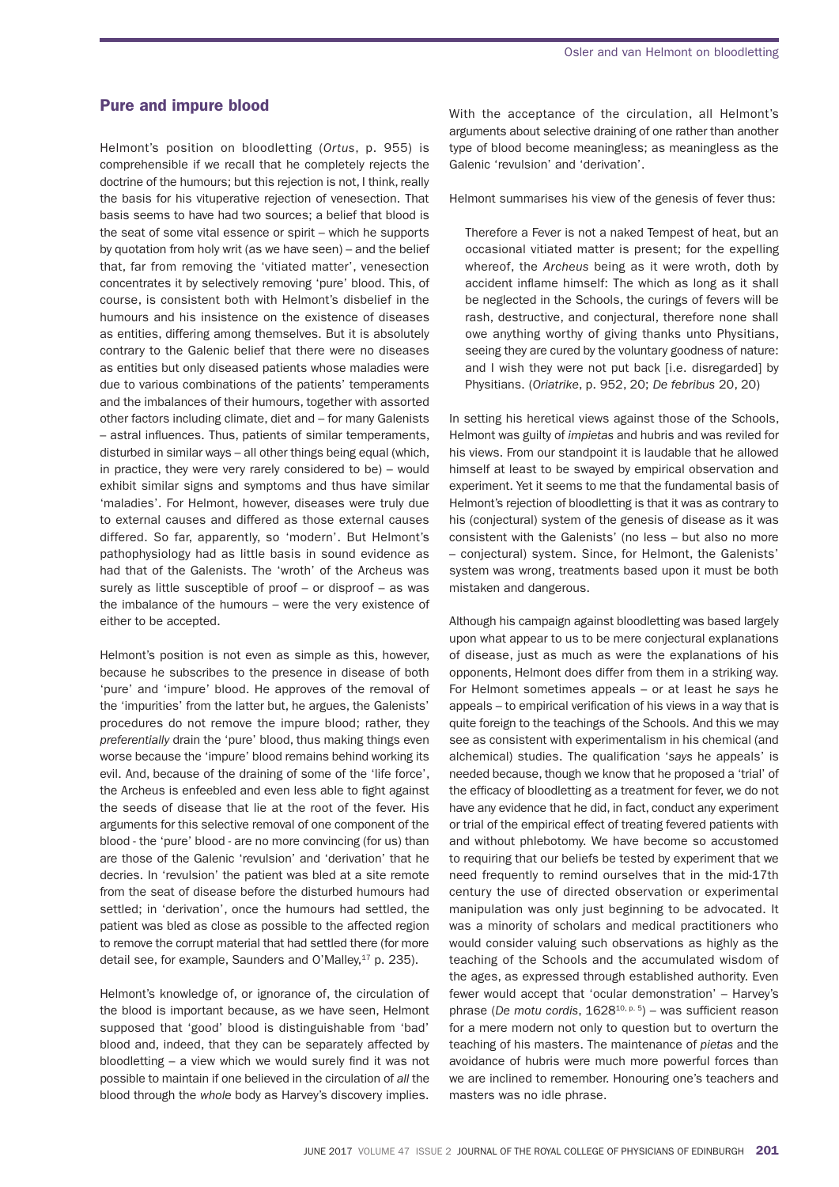## Pure and impure blood

Helmont's position on bloodletting (*Ortus*, p. 955) is comprehensible if we recall that he completely rejects the doctrine of the humours; but this rejection is not, I think, really the basis for his vituperative rejection of venesection. That basis seems to have had two sources; a belief that blood is the seat of some vital essence or spirit – which he supports by quotation from holy writ (as we have seen) – and the belief that, far from removing the 'vitiated matter', venesection concentrates it by selectively removing 'pure' blood. This, of course, is consistent both with Helmont's disbelief in the humours and his insistence on the existence of diseases as entities, differing among themselves. But it is absolutely contrary to the Galenic belief that there were no diseases as entities but only diseased patients whose maladies were due to various combinations of the patients' temperaments and the imbalances of their humours, together with assorted other factors including climate, diet and – for many Galenists – astral influences. Thus, patients of similar temperaments, disturbed in similar ways – all other things being equal (which, in practice, they were very rarely considered to be) – would exhibit similar signs and symptoms and thus have similar 'maladies'. For Helmont, however, diseases were truly due to external causes and differed as those external causes differed. So far, apparently, so 'modern'. But Helmont's pathophysiology had as little basis in sound evidence as had that of the Galenists. The 'wroth' of the Archeus was surely as little susceptible of proof – or disproof – as was the imbalance of the humours – were the very existence of either to be accepted.

Helmont's position is not even as simple as this, however, because he subscribes to the presence in disease of both 'pure' and 'impure' blood. He approves of the removal of the 'impurities' from the latter but, he argues, the Galenists' procedures do not remove the impure blood; rather, they *preferentially* drain the 'pure' blood, thus making things even worse because the 'impure' blood remains behind working its evil. And, because of the draining of some of the 'life force', the Archeus is enfeebled and even less able to fight against the seeds of disease that lie at the root of the fever. His arguments for this selective removal of one component of the blood - the 'pure' blood - are no more convincing (for us) than are those of the Galenic 'revulsion' and 'derivation' that he decries. In 'revulsion' the patient was bled at a site remote from the seat of disease before the disturbed humours had settled; in 'derivation', once the humours had settled, the patient was bled as close as possible to the affected region to remove the corrupt material that had settled there (for more detail see, for example, Saunders and O'Malley,[17] p. 235).

Helmont's knowledge of, or ignorance of, the circulation of the blood is important because, as we have seen, Helmont supposed that 'good' blood is distinguishable from 'bad' blood and, indeed, that they can be separately affected by bloodletting – a view which we would surely find it was not possible to maintain if one believed in the circulation of *all* the blood through the *whole* body as Harvey's discovery implies. With the acceptance of the circulation, all Helmont's arguments about selective draining of one rather than another type of blood become meaningless; as meaningless as the Galenic 'revulsion' and 'derivation'.

Helmont summarises his view of the genesis of fever thus:

> Therefore a Fever is not a naked Tempest of heat, but an occasional vitiated matter is present; for the expelling whereof, the *Archeus* being as it were wroth, doth by accident inflame himself: The which as long as it shall be neglected in the Schools, the curings of fevers will be rash, destructive, and conjectural, therefore none shall owe anything worthy of giving thanks unto Physitians, seeing they are cured by the voluntary goodness of nature: and I wish they were not put back [i.e. disregarded] by Physitians. (*Oriatrike*, p. 952, 20; *De febribus* 20, 20)

In setting his heretical views against those of the Schools, Helmont was guilty of *impietas* and hubris and was reviled for his views. From our standpoint it is laudable that he allowed himself at least to be swayed by empirical observation and experiment. Yet it seems to me that the fundamental basis of Helmont's rejection of bloodletting is that it was as contrary to his (conjectural) system of the genesis of disease as it was consistent with the Galenists' (no less – but also no more – conjectural) system. Since, for Helmont, the Galenists' system was wrong, treatments based upon it must be both mistaken and dangerous.

Although his campaign against bloodletting was based largely upon what appear to us to be mere conjectural explanations of disease, just as much as were the explanations of his opponents, Helmont does differ from them in a striking way. For Helmont sometimes appeals – or at least he *says* he appeals – to empirical verification of his views in a way that is quite foreign to the teachings of the Schools. And this we may see as consistent with experimentalism in his chemical (and alchemical) studies. The qualification '*says* he appeals' is needed because, though we know that he proposed a 'trial' of the efficacy of bloodletting as a treatment for fever, we do not have any evidence that he did, in fact, conduct any experiment or trial of the empirical effect of treating fevered patients with and without phlebotomy. We have become so accustomed to requiring that our beliefs be tested by experiment that we need frequently to remind ourselves that in the mid-17th century the use of directed observation or experimental manipulation was only just beginning to be advocated. It was a minority of scholars and medical practitioners who would consider valuing such observations as highly as the teaching of the Schools and the accumulated wisdom of the ages, as expressed through established authority. Even fewer would accept that 'ocular demonstration' – Harvey's phrase (*De motu cordis*, 1628[10, p. 5]) – was sufficient reason for a mere modern not only to question but to overturn the teaching of his masters. The maintenance of *pietas* and the avoidance of hubris were much more powerful forces than we are inclined to remember. Honouring one's teachers and masters was no idle phrase.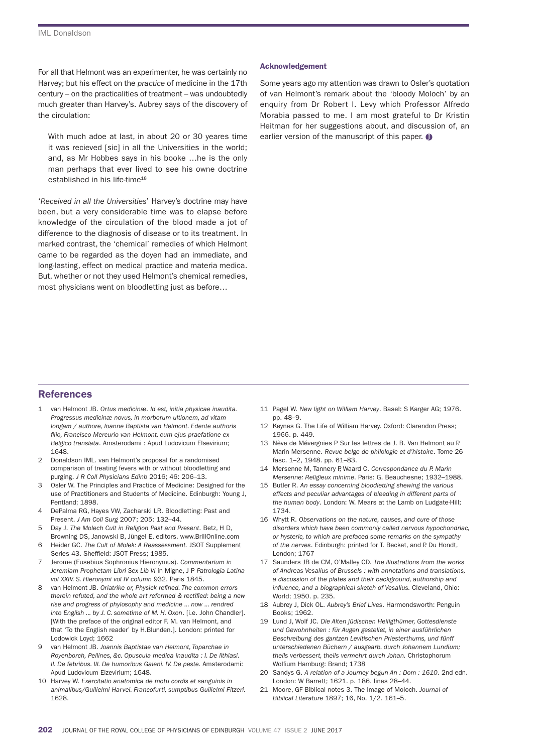For all that Helmont was an experimenter, he was certainly no Harvey; but his effect on the *practice* of medicine in the 17th century – on the practicalities of treatment – was undoubtedly much greater than Harvey's. Aubrey says of the discovery of the circulation:

> With much adoe at last, in about 20 or 30 yeares time it was recieved [sic] in all the Universities in the world; and, as Mr Hobbes says in his booke …he is the only man perhaps that ever lived to see his owne doctrine established in his life-time[18]

'*Received in all the Universities*' Harvey's doctrine may have been, but a very considerable time was to elapse before knowledge of the circulation of the blood made a jot of difference to the diagnosis of disease or to its treatment. In marked contrast, the 'chemical' remedies of which Helmont came to be regarded as the doyen had an immediate, and long-lasting, effect on medical practice and materia medica. But, whether or not they used Helmont's chemical remedies, most physicians went on bloodletting just as before…

### Acknowledgement

Some years ago my attention was drawn to Osler's quotation of van Helmont's remark about the 'bloody Moloch' by an enquiry from Dr Robert I. Levy which Professor Alfredo Morabia passed to me. I am most grateful to Dr Kristin Heitman for her suggestions about, and discussion of, an earlier version of the manuscript of this paper.

## References

1. van Helmont JB. *Ortus medicinæ. Id est, initia physicae inaudita. Progressus medicinæ novus, in morborum ultionem, ad vitam longam / authore, Ioanne Baptista van Helmont. Edente authoris filio, Francisco Mercurio van Helmont, cum ejus praefatione ex Belgico translata*. Amsterodami : Apud Ludovicum Elsevirium; 1648.
2. Donaldson IML. van Helmont's proposal for a randomised comparison of treating fevers with or without bloodletting and purging. *J R Coll Physicians Edinb* 2016; 46: 206–13.
3. Osler W. The Principles and Practice of Medicine: Designed for the use of Practitioners and Students of Medicine. Edinburgh: Young J, Pentland; 1898.
4. DePalma RG, Hayes VW, Zacharski LR. Bloodletting: Past and Present. *J Am Coll Surg* 2007; 205: 132–44.
5. Day J. *The Molech Cult in Religion Past and Present*. Betz, H D, Browning DS, Janowski B, Jüngel E, editors. www.BrillOnline.com
6. Heider GC. *The Cult of Molek: A Reassessment.* JSOT Supplement Series 43. Sheffield: JSOT Press; 1985.
7. Jerome (Eusebius Sophronius Hieronymus). *Commentarium in Jeremiam Prophetam Libri Sex Lib VI* in Migne, J P *Patrologia Latina vol XXIV. S. Hieronymi vol IV column* 932. Paris 1845.
8. van Helmont JB. *Oriatrike or, Physick refined. The common errors therein refuted, and the whole art reformed & rectified: being a new rise and progress of phylosophy and medicine ... now ... rendred into English ... by J. C. sometime of M. H. Oxon*. [i.e. John Chandler]. [With the preface of the original editor F. M. van Helmont, and that 'To the English reader' by H.Blunden.]. London: printed for Lodowick Loyd; 1662
9. van Helmont JB. *Joannis Baptistae van Helmont, Toparchae in Royenborch, Pellines, &c. Opuscula medica inaudita : I. De lithiasi. II. De febribus. III. De humoribus Galeni. IV. De peste.* Amsterodami: Apud Ludovicum Elzevirium; 1648.
10. Harvey W. *Exercitatio anatomica de motu cordis et sanguinis in animalibus/Guilielmi Harvei. Francofurti, sumptibus Guilielmi Fitzeri.* 1628.
11. Pagel W. *New light on William Harvey*. Basel: S Karger AG; 1976. pp. 48–9.
12. Keynes G. The Life of William Harvey. Oxford: Clarendon Press; 1966. p. 449.
13. Nève de Mévergnies P Sur les lettres de J. B. Van Helmont au P. Marin Mersenne. *Revue belge de philologie et d'histoire*. Tome 26 fasc. 1–2, 1948. pp. 61–83.
14. Mersenne M, Tannery P, Waard C. *Correspondance du P. Marin Mersenne: Religieux minime*. Paris: G. Beauchesne; 1932–1988.
15. Butler R. *An essay concerning bloodletting shewing the various effects and peculiar advantages of bleeding in different parts of the human body*. London: W. Mears at the Lamb on Ludgate-Hill; 1734.
16. Whytt R. *Observations on the nature, causes, and cure of those disorders which have been commonly called nervous hypochondriac, or hysteric, to which are prefaced some remarks on the sympathy of the nerves*. Edinburgh: printed for T. Becket, and P. Du Hondt, London; 1767
17. Saunders JB de CM, O'Malley CD. *The illustrations from the works of Andreas Vesalius of Brussels : with annotations and translations, a discussion of the plates and their background, authorship and influence, and a biographical sketch of Vesalius.* Cleveland, Ohio: World; 1950. p. 235.
18. Aubrey J, Dick OL. *Aubrey's Brief Lives*. Harmondsworth: Penguin Books; 1962.
19. Lund J, Wolf JC. *Die Alten jüdischen Heiligthümer, Gottesdienste und Gewohnheiten : für Augen gestellet, in einer ausführlichen Beschreibung des gantzen Levitischen Priesterthums, und fünff unterschiedenen Büchern / ausgearb. durch Johannem Lundium; theils verbessert, theils vermehrt durch Johan.* Christophorum Wolfium Hamburg: Brand; 1738
20. Sandys G. *A relation of a Journey begun An : Dom : 1610*. 2nd edn. London: W Barrett; 1621. p. 186. lines 28–44.
21. Moore, GF Biblical notes 3. The Image of Moloch. *Journal of Biblical Literature* 1897; 16, No. 1/2. 161–5.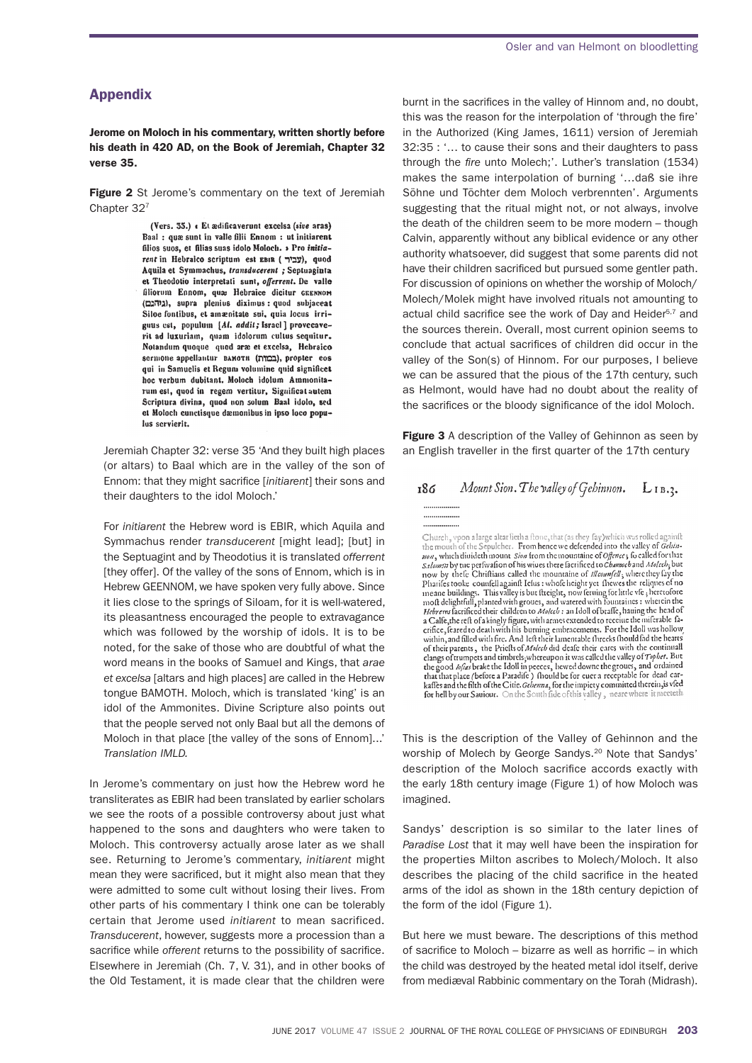## Appendix

**Jerome on Moloch in his commentary, written shortly before his death in 420 AD, on the Book of Jeremiah, Chapter 32 verse 35.**

**Figure 2** St Jerome's commentary on the text of Jeremiah Chapter 32[7]

(Vers. 35.) « Et ædificaverunt excelsa (*sive* aras) Baal : quæ sunt in valle filii Ennom : ut initiarent filios suos, et filias suas idolo Moloch. » Pro *initiarent* in Hebraico scriptum est EBIR (עביר), quod Aquila et Symmachus, *transducerent* ; Septuaginta et Theodotio interpretati sunt, *offerrent*. De valle filiorum Ennom, quæ Hebraice dicitur GEENNOM (גיהנם), supra plenius diximus : quod subjaceat Siloe fontibus, et amœnitate sui, quia locus irriguus est, populum [*Al. addit ;* Israel] provocaverit ad luxuriam, quam idolorum cultus sequitur. Notandum quoque quod aræ et excelsa, Hebraico sermone appellantur BAMOTH (במות), propter eos qui in Samuelis et Regum volumine quid significet hoc verbum dubitant. Moloch idolum Ammonitarum est, quod in regem vertitur. Significat autem Scriptura divina, quod non solum Baal idolo, sed et Moloch cunctisque dæmonibus in ipso loco populus servierit.

Jeremiah Chapter 32: verse 35 'And they built high places (or altars) to Baal which are in the valley of the son of Ennom: that they might sacrifice [*initiarent*] their sons and their daughters to the idol Moloch.'

For *initiarent* the Hebrew word is EBIR, which Aquila and Symmachus render *transducerent* [might lead]; [but] in the Septuagint and by Theodotius it is translated *offerrent* [they offer]. Of the valley of the sons of Ennom, which is in Hebrew GEENNOM, we have spoken very fully above. Since it lies close to the springs of Siloam, for it is well-watered, its pleasantness encouraged the people to extravagance which was followed by the worship of idols. It is to be noted, for the sake of those who are doubtful of what the word means in the books of Samuel and Kings, that *arae et excelsa* [altars and high places] are called in the Hebrew tongue BAMOTH. Moloch, which is translated 'king' is an idol of the Ammonites. Divine Scripture also points out that the people served not only Baal but all the demons of Moloch in that place [the valley of the sons of Ennom]…' *Translation IMLD.*

In Jerome's commentary on just how the Hebrew word he transliterates as EBIR had been translated by earlier scholars we see the roots of a possible controversy about just what happened to the sons and daughters who were taken to Moloch. This controversy actually arose later as we shall see. Returning to Jerome's commentary, *initiarent* might mean they were sacrificed, but it might also mean that they were admitted to some cult without losing their lives. From other parts of his commentary I think one can be tolerably certain that Jerome used *initiarent* to mean sacrificed. *Transducerent*, however, suggests more a procession than a sacrifice while *offerent* returns to the possibility of sacrifice. Elsewhere in Jeremiah (Ch. 7, V. 31), and in other books of the Old Testament, it is made clear that the children were burnt in the sacrifices in the valley of Hinnom and, no doubt, this was the reason for the interpolation of 'through the fire' in the Authorized (King James, 1611) version of Jeremiah 32:35 : '… to cause their sons and their daughters to pass through the *fire* unto Molech;'. Luther's translation (1534) makes the same interpolation of burning '…daß sie ihre Söhne und Töchter dem Moloch verbrennten'. Arguments suggesting that the ritual might not, or not always, involve the death of the children seem to be more modern – though Calvin, apparently without any biblical evidence or any other authority whatsoever, did suggest that some parents did not have their children sacrificed but pursued some gentler path. For discussion of opinions on whether the worship of Moloch/Molech/Molek might have involved rituals not amounting to actual child sacrifice see the work of Day and Heider[5,7] and the sources therein. Overall, most current opinion seems to conclude that actual sacrifices of children did occur in the valley of the Son(s) of Hinnom. For our purposes, I believe we can be assured that the pious of the 17th century, such as Helmont, would have had no doubt about the reality of the sacrifices or the bloody significance of the idol Moloch.

**Figure 3** A description of the Valley of Gehinnon as seen by an English traveller in the first quarter of the 17th century

186 *Mount Sion. The valley of Gehinnon.* LIB.3.

Church, vpon a large altar lieth a stone, that (as they say) which was rolled against the mouth of the Sepulcher. From hence we descended into the valley of *Gehinnon*, which divideth mount *Sion* from the mountaine of *Offence*; so called for that *Salomon* by the perswasion of his wiues there sacrificed to *Chamosh* and *Moloch*; but now by these Christians called the mountaine of *Ill counsell*, where they say the Pharises tooke counsell against Iesus: whose height yet shewes the reliques of no meane buildings. This valley is but streight, now seruing for little vse; heretofore most delightfull, planted with groues, and watered with fountaines: wherein the *Hebrews* sacrificed their children to *Moloch*: an Idoll of brasse, hauing the head of a Calfe, the rest of a kingly figure, with armes extended to receiue the miserable sacrifice, seared to death with his burning embracements. For the Idoll was hollow within, and filled with fire. And left their lamentable shreeks should sad the hearts of their parents, the Priests of *Moloch* did deafe their eares with the continuall clangs of trumpets and timbrels; whereupon it was called the valley of *Tophet*. But the good *Iosias* brake the Idoll in peeces, hewed downe the groues, and ordained that that place (before a Paradise) should be for euer a receptable for dead carkasses and the filth of the Citie. *Gehenna*, for the impiety committed therein, is vsed for hell by our Sauiour. On the South side of this valley, neare where it meeteth

This is the description of the Valley of Gehinnon and the worship of Molech by George Sandys.[20] Note that Sandys' description of the Moloch sacrifice accords exactly with the early 18th century image (Figure 1) of how Moloch was imagined.

Sandys' description is so similar to the later lines of *Paradise Lost* that it may well have been the inspiration for the properties Milton ascribes to Molech/Moloch. It also describes the placing of the child sacrifice in the heated arms of the idol as shown in the 18th century depiction of the form of the idol (Figure 1).

But here we must beware. The descriptions of this method of sacrifice to Moloch – bizarre as well as horrific – in which the child was destroyed by the heated metal idol itself, derive from mediæval Rabbinic commentary on the Torah (Midrash).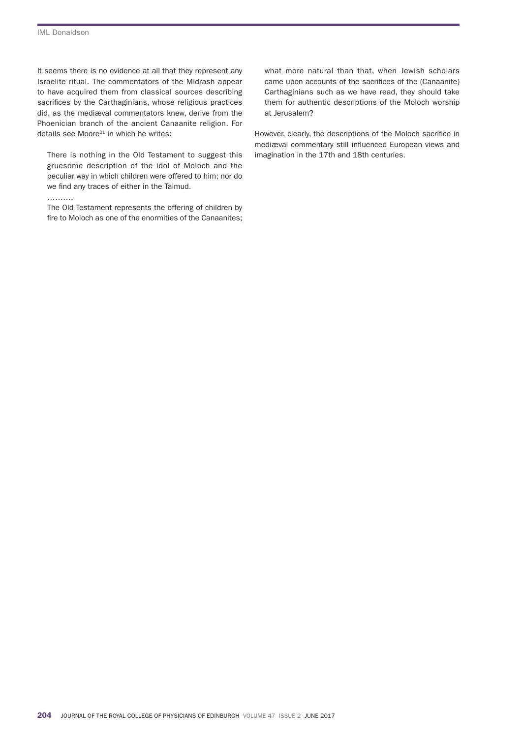It seems there is no evidence at all that they represent any Israelite ritual. The commentators of the Midrash appear to have acquired them from classical sources describing sacrifices by the Carthaginians, whose religious practices did, as the mediæval commentators knew, derive from the Phoenician branch of the ancient Canaanite religion. For details see Moore[21] in which he writes:

> There is nothing in the Old Testament to suggest this gruesome description of the idol of Moloch and the peculiar way in which children were offered to him; nor do we find any traces of either in the Talmud.
>
> ..........
>
> The Old Testament represents the offering of children by fire to Moloch as one of the enormities of the Canaanites; what more natural than that, when Jewish scholars came upon accounts of the sacrifices of the (Canaanite) Carthaginians such as we have read, they should take them for authentic descriptions of the Moloch worship at Jerusalem?

However, clearly, the descriptions of the Moloch sacrifice in mediæval commentary still influenced European views and imagination in the 17th and 18th centuries.